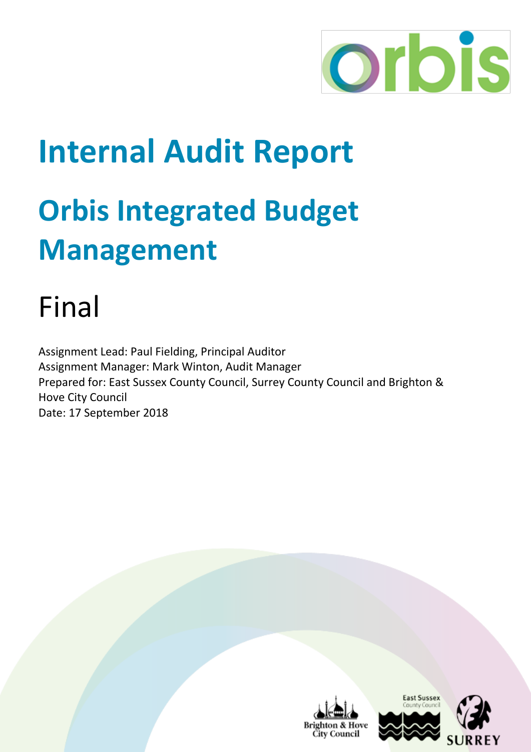# Internal Audit Report

# Orbis Integrated Budget Management

## Final

Assignment Lead: Paul Fielding, Principal Auditor
Assignment Manager: Mark Winton, Audit Manager
Prepared for: East Sussex County Council, Surrey County Council and Brighton & Hove City Council
Date: 17 September 2018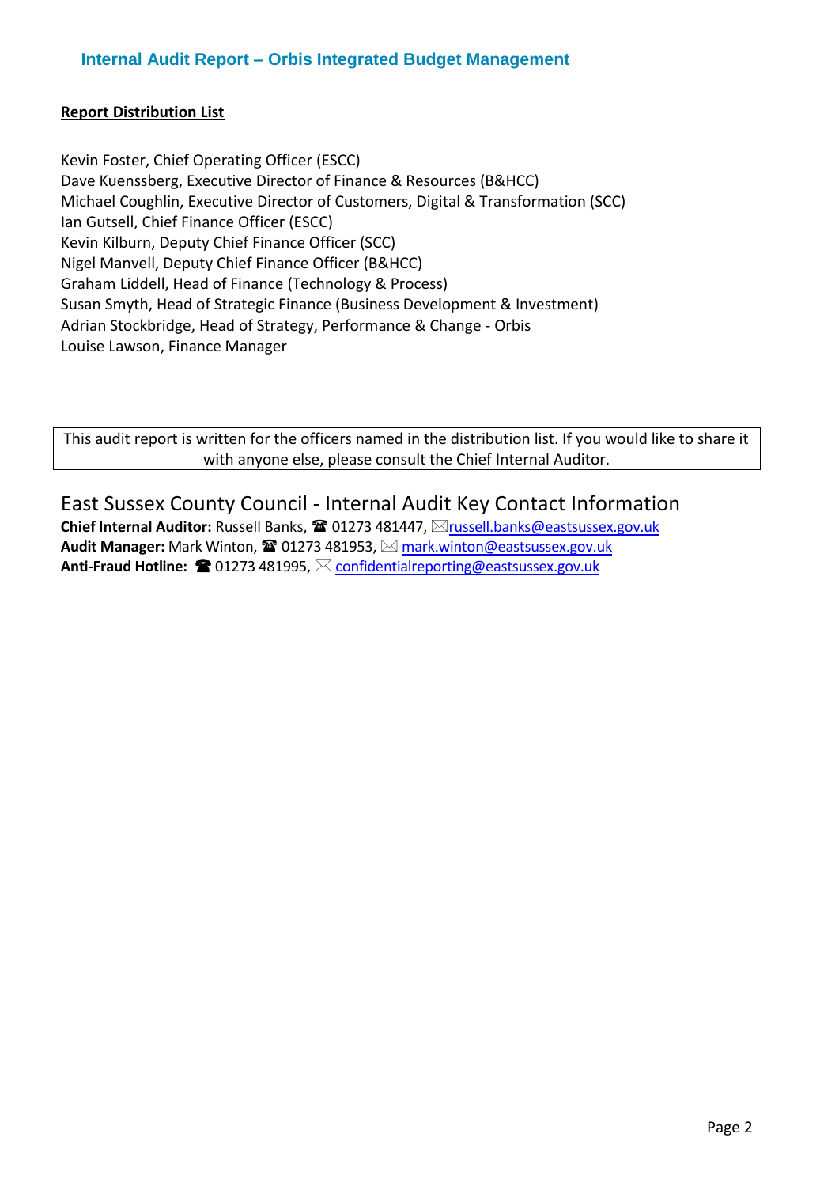**Report Distribution List**

Kevin Foster, Chief Operating Officer (ESCC)
Dave Kuenssberg, Executive Director of Finance & Resources (B&HCC)
Michael Coughlin, Executive Director of Customers, Digital & Transformation (SCC)
Ian Gutsell, Chief Finance Officer (ESCC)
Kevin Kilburn, Deputy Chief Finance Officer (SCC)
Nigel Manvell, Deputy Chief Finance Officer (B&HCC)
Graham Liddell, Head of Finance (Technology & Process)
Susan Smyth, Head of Strategic Finance (Business Development & Investment)
Adrian Stockbridge, Head of Strategy, Performance & Change - Orbis
Louise Lawson, Finance Manager

This audit report is written for the officers named in the distribution list. If you would like to share it with anyone else, please consult the Chief Internal Auditor.

## East Sussex County Council - Internal Audit Key Contact Information

**Chief Internal Auditor:** Russell Banks, ☎ 01273 481447, ✉ russell.banks@eastsussex.gov.uk
**Audit Manager:** Mark Winton, ☎ 01273 481953, ✉ mark.winton@eastsussex.gov.uk
**Anti-Fraud Hotline:** ☎ 01273 481995, ✉ confidentialreporting@eastsussex.gov.uk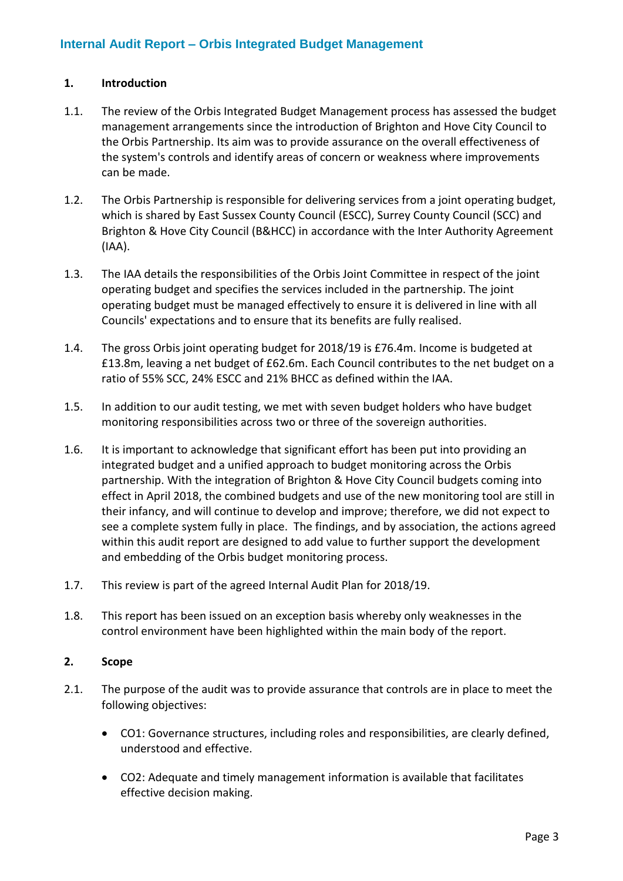## 1. Introduction

1.1. The review of the Orbis Integrated Budget Management process has assessed the budget management arrangements since the introduction of Brighton and Hove City Council to the Orbis Partnership. Its aim was to provide assurance on the overall effectiveness of the system's controls and identify areas of concern or weakness where improvements can be made.

1.2. The Orbis Partnership is responsible for delivering services from a joint operating budget, which is shared by East Sussex County Council (ESCC), Surrey County Council (SCC) and Brighton & Hove City Council (B&HCC) in accordance with the Inter Authority Agreement (IAA).

1.3. The IAA details the responsibilities of the Orbis Joint Committee in respect of the joint operating budget and specifies the services included in the partnership. The joint operating budget must be managed effectively to ensure it is delivered in line with all Councils' expectations and to ensure that its benefits are fully realised.

1.4. The gross Orbis joint operating budget for 2018/19 is £76.4m. Income is budgeted at £13.8m, leaving a net budget of £62.6m. Each Council contributes to the net budget on a ratio of 55% SCC, 24% ESCC and 21% BHCC as defined within the IAA.

1.5. In addition to our audit testing, we met with seven budget holders who have budget monitoring responsibilities across two or three of the sovereign authorities.

1.6. It is important to acknowledge that significant effort has been put into providing an integrated budget and a unified approach to budget monitoring across the Orbis partnership. With the integration of Brighton & Hove City Council budgets coming into effect in April 2018, the combined budgets and use of the new monitoring tool are still in their infancy, and will continue to develop and improve; therefore, we did not expect to see a complete system fully in place. The findings, and by association, the actions agreed within this audit report are designed to add value to further support the development and embedding of the Orbis budget monitoring process.

1.7. This review is part of the agreed Internal Audit Plan for 2018/19.

1.8. This report has been issued on an exception basis whereby only weaknesses in the control environment have been highlighted within the main body of the report.

## 2. Scope

2.1. The purpose of the audit was to provide assurance that controls are in place to meet the following objectives:

- CO1: Governance structures, including roles and responsibilities, are clearly defined, understood and effective.
- CO2: Adequate and timely management information is available that facilitates effective decision making.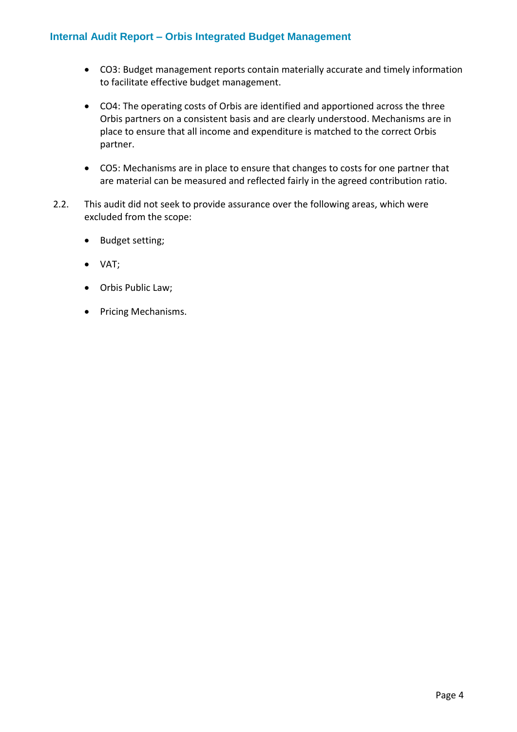- CO3: Budget management reports contain materially accurate and timely information to facilitate effective budget management.

- CO4: The operating costs of Orbis are identified and apportioned across the three Orbis partners on a consistent basis and are clearly understood. Mechanisms are in place to ensure that all income and expenditure is matched to the correct Orbis partner.

- CO5: Mechanisms are in place to ensure that changes to costs for one partner that are material can be measured and reflected fairly in the agreed contribution ratio.

2.2. This audit did not seek to provide assurance over the following areas, which were excluded from the scope:

- Budget setting;

- VAT;

- Orbis Public Law;

- Pricing Mechanisms.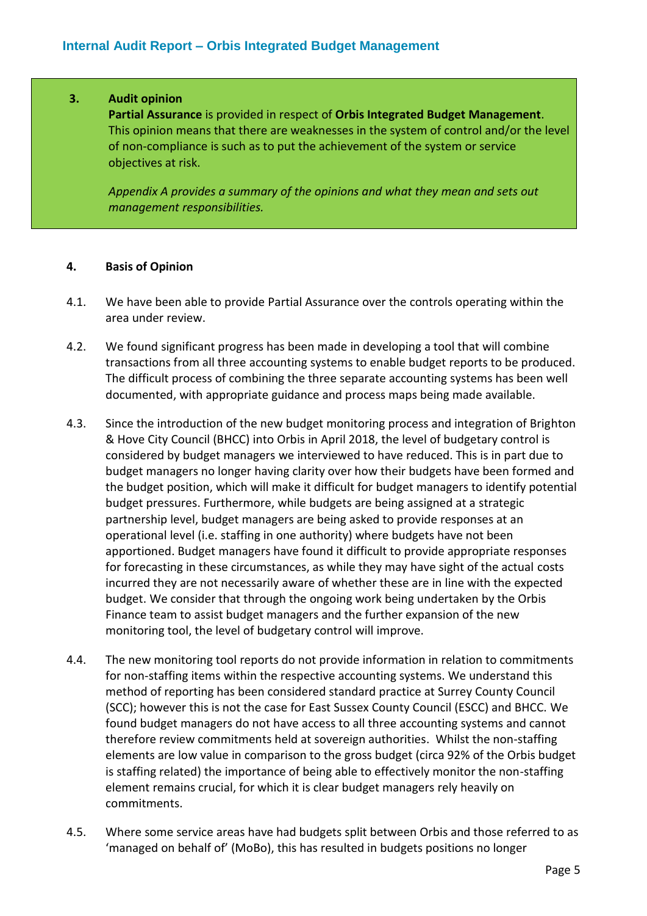## 3. Audit opinion

**Partial Assurance** is provided in respect of **Orbis Integrated Budget Management**. This opinion means that there are weaknesses in the system of control and/or the level of non-compliance is such as to put the achievement of the system or service objectives at risk.

*Appendix A provides a summary of the opinions and what they mean and sets out management responsibilities.*

## 4. Basis of Opinion

4.1. We have been able to provide Partial Assurance over the controls operating within the area under review.

4.2. We found significant progress has been made in developing a tool that will combine transactions from all three accounting systems to enable budget reports to be produced. The difficult process of combining the three separate accounting systems has been well documented, with appropriate guidance and process maps being made available.

4.3. Since the introduction of the new budget monitoring process and integration of Brighton & Hove City Council (BHCC) into Orbis in April 2018, the level of budgetary control is considered by budget managers we interviewed to have reduced. This is in part due to budget managers no longer having clarity over how their budgets have been formed and the budget position, which will make it difficult for budget managers to identify potential budget pressures. Furthermore, while budgets are being assigned at a strategic partnership level, budget managers are being asked to provide responses at an operational level (i.e. staffing in one authority) where budgets have not been apportioned. Budget managers have found it difficult to provide appropriate responses for forecasting in these circumstances, as while they may have sight of the actual costs incurred they are not necessarily aware of whether these are in line with the expected budget. We consider that through the ongoing work being undertaken by the Orbis Finance team to assist budget managers and the further expansion of the new monitoring tool, the level of budgetary control will improve.

4.4. The new monitoring tool reports do not provide information in relation to commitments for non-staffing items within the respective accounting systems. We understand this method of reporting has been considered standard practice at Surrey County Council (SCC); however this is not the case for East Sussex County Council (ESCC) and BHCC. We found budget managers do not have access to all three accounting systems and cannot therefore review commitments held at sovereign authorities. Whilst the non-staffing elements are low value in comparison to the gross budget (circa 92% of the Orbis budget is staffing related) the importance of being able to effectively monitor the non-staffing element remains crucial, for which it is clear budget managers rely heavily on commitments.

4.5. Where some service areas have had budgets split between Orbis and those referred to as 'managed on behalf of' (MoBo), this has resulted in budgets positions no longer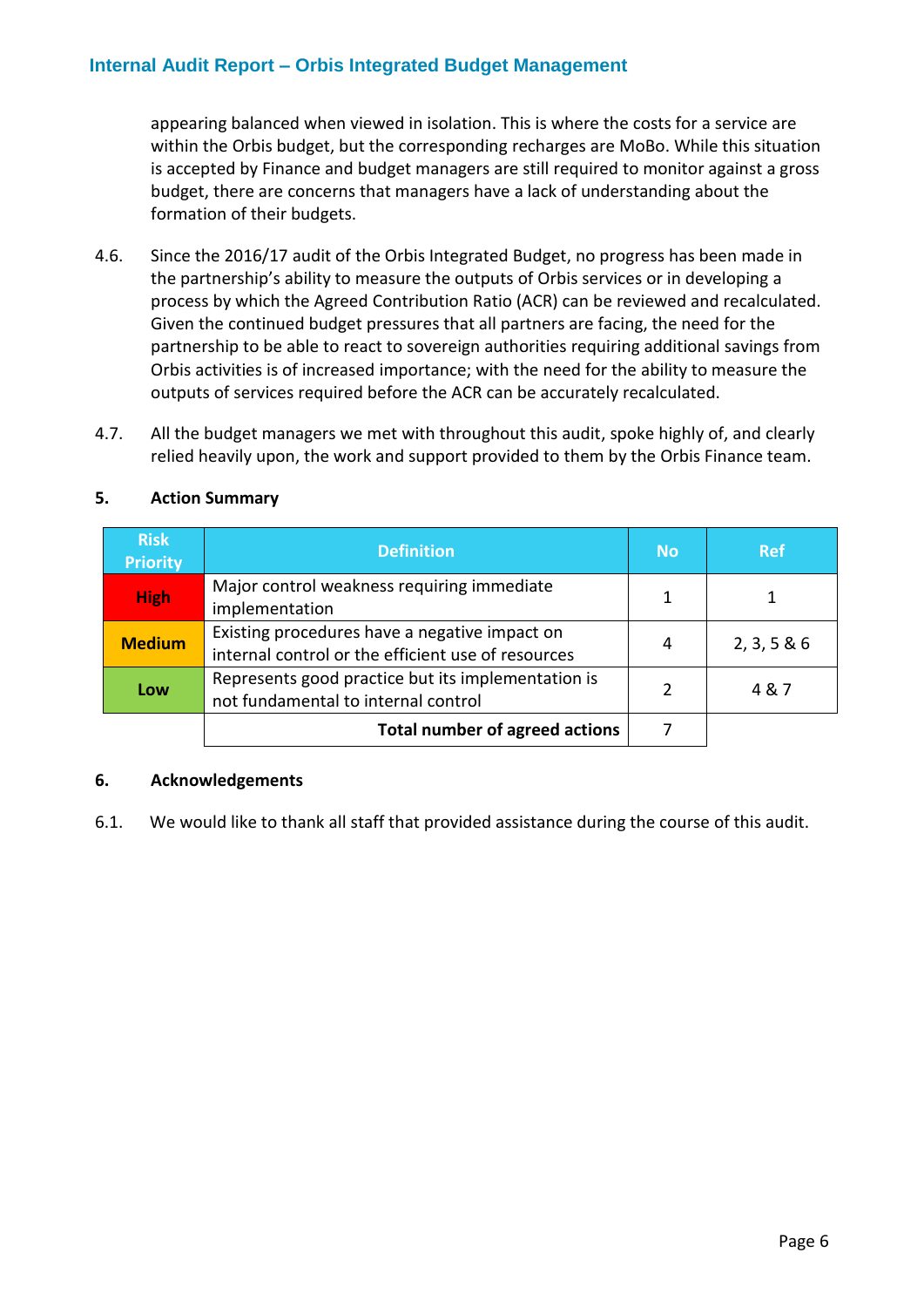appearing balanced when viewed in isolation. This is where the costs for a service are within the Orbis budget, but the corresponding recharges are MoBo. While this situation is accepted by Finance and budget managers are still required to monitor against a gross budget, there are concerns that managers have a lack of understanding about the formation of their budgets.

4.6. Since the 2016/17 audit of the Orbis Integrated Budget, no progress has been made in the partnership's ability to measure the outputs of Orbis services or in developing a process by which the Agreed Contribution Ratio (ACR) can be reviewed and recalculated. Given the continued budget pressures that all partners are facing, the need for the partnership to be able to react to sovereign authorities requiring additional savings from Orbis activities is of increased importance; with the need for the ability to measure the outputs of services required before the ACR can be accurately recalculated.

4.7. All the budget managers we met with throughout this audit, spoke highly of, and clearly relied heavily upon, the work and support provided to them by the Orbis Finance team.

## 5. Action Summary

| Risk Priority | Definition | No | Ref |
|---|---|---|---|
| **High** | Major control weakness requiring immediate implementation | 1 | 1 |
| **Medium** | Existing procedures have a negative impact on internal control or the efficient use of resources | 4 | 2, 3, 5 & 6 |
| **Low** | Represents good practice but its implementation is not fundamental to internal control | 2 | 4 & 7 |
| | **Total number of agreed actions** | 7 | |

## 6. Acknowledgements

6.1. We would like to thank all staff that provided assistance during the course of this audit.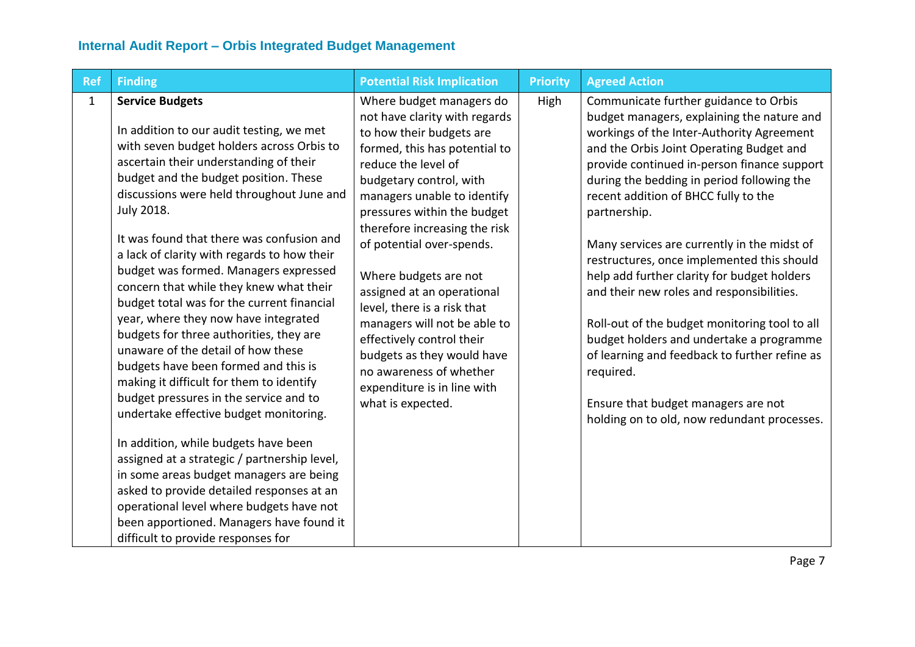| Ref | Finding | Potential Risk Implication | Priority | Agreed Action |
|---|---|---|---|---|
| 1 | **Service Budgets**<br><br>In addition to our audit testing, we met with seven budget holders across Orbis to ascertain their understanding of their budget and the budget position. These discussions were held throughout June and July 2018.<br><br>It was found that there was confusion and a lack of clarity with regards to how their budget was formed. Managers expressed concern that while they knew what their budget total was for the current financial year, where they now have integrated budgets for three authorities, they are unaware of the detail of how these budgets have been formed and this is making it difficult for them to identify budget pressures in the service and to undertake effective budget monitoring.<br><br>In addition, while budgets have been assigned at a strategic / partnership level, in some areas budget managers are being asked to provide detailed responses at an operational level where budgets have not been apportioned. Managers have found it difficult to provide responses for | Where budget managers do not have clarity with regards to how their budgets are formed, this has potential to reduce the level of budgetary control, with managers unable to identify pressures within the budget therefore increasing the risk of potential over-spends.<br><br>Where budgets are not assigned at an operational level, there is a risk that managers will not be able to effectively control their budgets as they would have no awareness of whether expenditure is in line with what is expected. | High | Communicate further guidance to Orbis budget managers, explaining the nature and workings of the Inter-Authority Agreement and the Orbis Joint Operating Budget and provide continued in-person finance support during the bedding in period following the recent addition of BHCC fully to the partnership.<br><br>Many services are currently in the midst of restructures, once implemented this should help add further clarity for budget holders and their new roles and responsibilities.<br><br>Roll-out of the budget monitoring tool to all budget holders and undertake a programme of learning and feedback to further refine as required.<br><br>Ensure that budget managers are not holding on to old, now redundant processes. |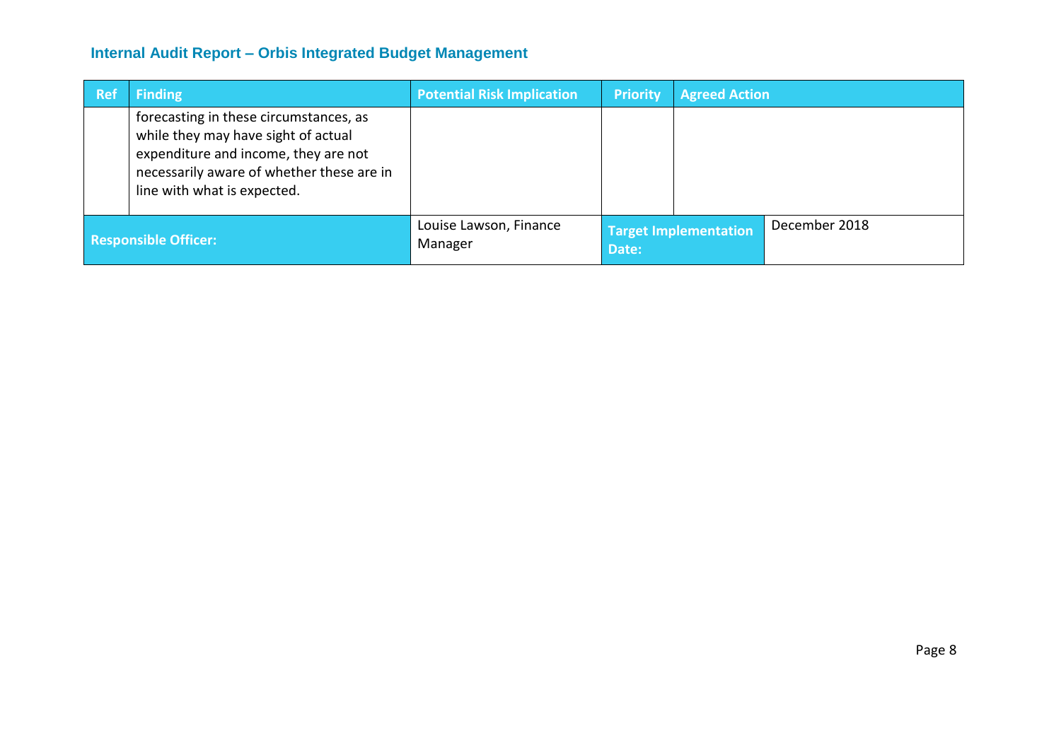| Ref | Finding | Potential Risk Implication | Priority | Agreed Action |
|---|---|---|---|---|
| | forecasting in these circumstances, as while they may have sight of actual expenditure and income, they are not necessarily aware of whether these are in line with what is expected. | | | |

| Responsible Officer: | Louise Lawson, Finance Manager | Target Implementation Date: | December 2018 |
|---|---|---|---|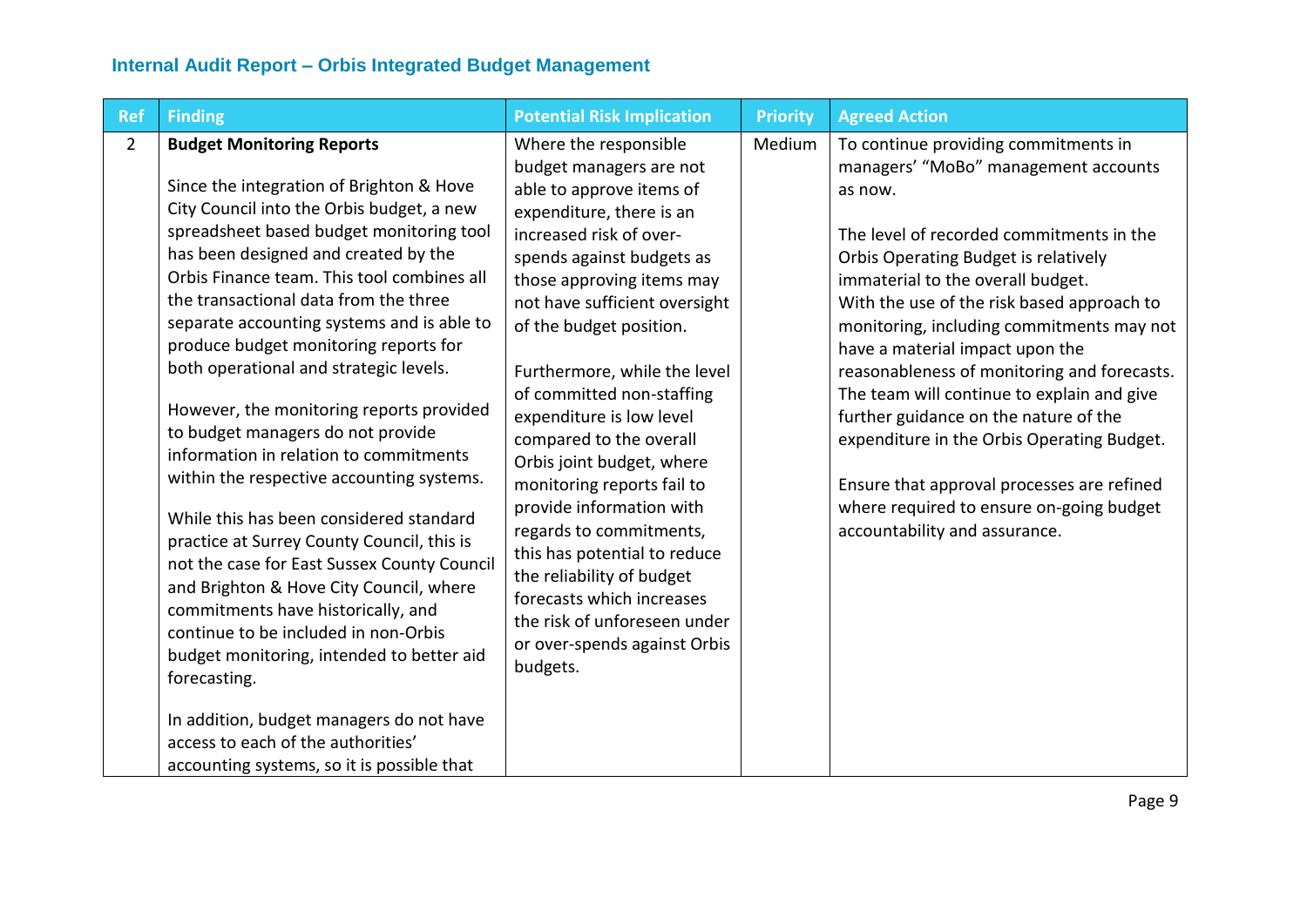| Ref | Finding | Potential Risk Implication | Priority | Agreed Action |
|---|---|---|---|---|
| 2 | **Budget Monitoring Reports**<br><br>Since the integration of Brighton & Hove City Council into the Orbis budget, a new spreadsheet based budget monitoring tool has been designed and created by the Orbis Finance team. This tool combines all the transactional data from the three separate accounting systems and is able to produce budget monitoring reports for both operational and strategic levels.<br><br>However, the monitoring reports provided to budget managers do not provide information in relation to commitments within the respective accounting systems.<br><br>While this has been considered standard practice at Surrey County Council, this is not the case for East Sussex County Council and Brighton & Hove City Council, where commitments have historically, and continue to be included in non-Orbis budget monitoring, intended to better aid forecasting.<br><br>In addition, budget managers do not have access to each of the authorities' accounting systems, so it is possible that | Where the responsible budget managers are not able to approve items of expenditure, there is an increased risk of over-spends against budgets as those approving items may not have sufficient oversight of the budget position.<br><br>Furthermore, while the level of committed non-staffing expenditure is low level compared to the overall Orbis joint budget, where monitoring reports fail to provide information with regards to commitments, this has potential to reduce the reliability of budget forecasts which increases the risk of unforeseen under or over-spends against Orbis budgets. | Medium | To continue providing commitments in managers' "MoBo" management accounts as now.<br><br>The level of recorded commitments in the Orbis Operating Budget is relatively immaterial to the overall budget.<br>With the use of the risk based approach to monitoring, including commitments may not have a material impact upon the reasonableness of monitoring and forecasts. The team will continue to explain and give further guidance on the nature of the expenditure in the Orbis Operating Budget.<br><br>Ensure that approval processes are refined where required to ensure on-going budget accountability and assurance. |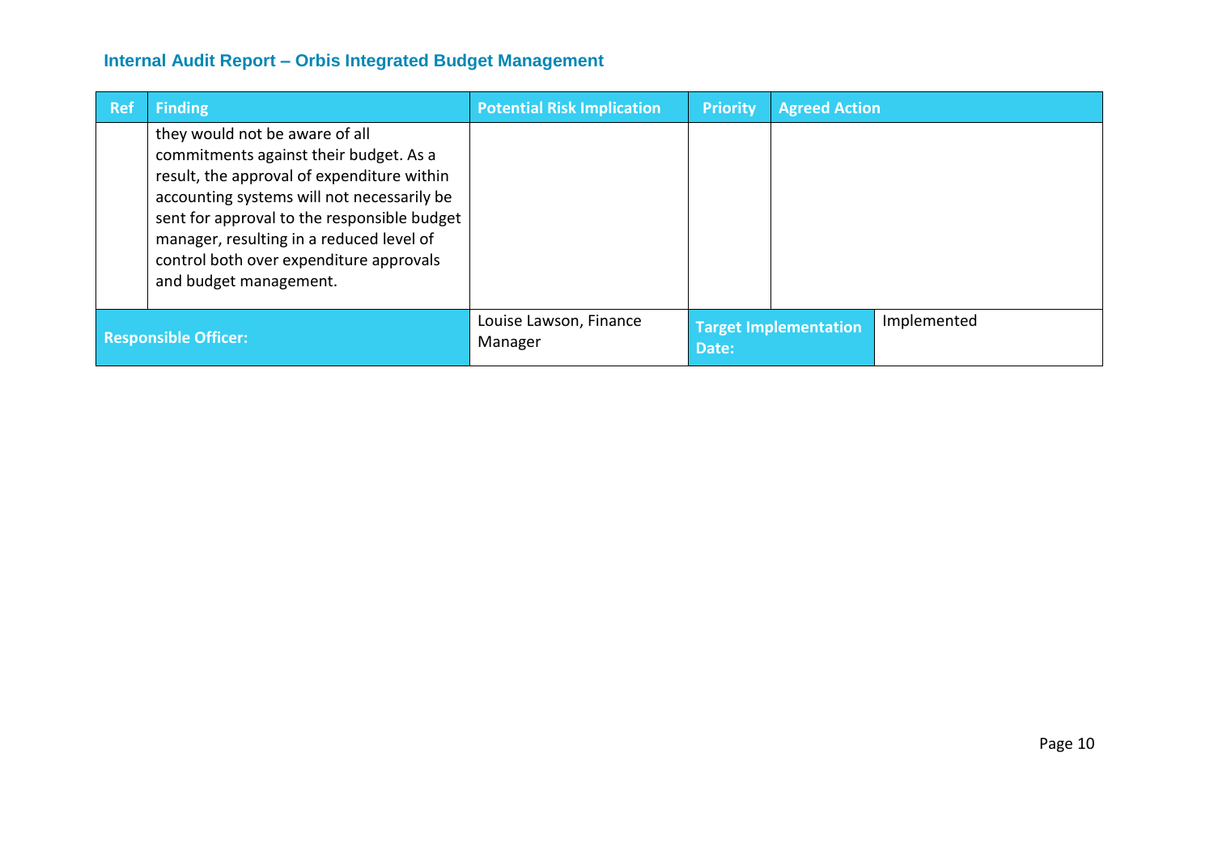| Ref | Finding | Potential Risk Implication | Priority | Agreed Action |
|---|---|---|---|---|
| | they would not be aware of all commitments against their budget. As a result, the approval of expenditure within accounting systems will not necessarily be sent for approval to the responsible budget manager, resulting in a reduced level of control both over expenditure approvals and budget management. | | | |
| **Responsible Officer:** | | Louise Lawson, Finance Manager | **Target Implementation Date:** | Implemented |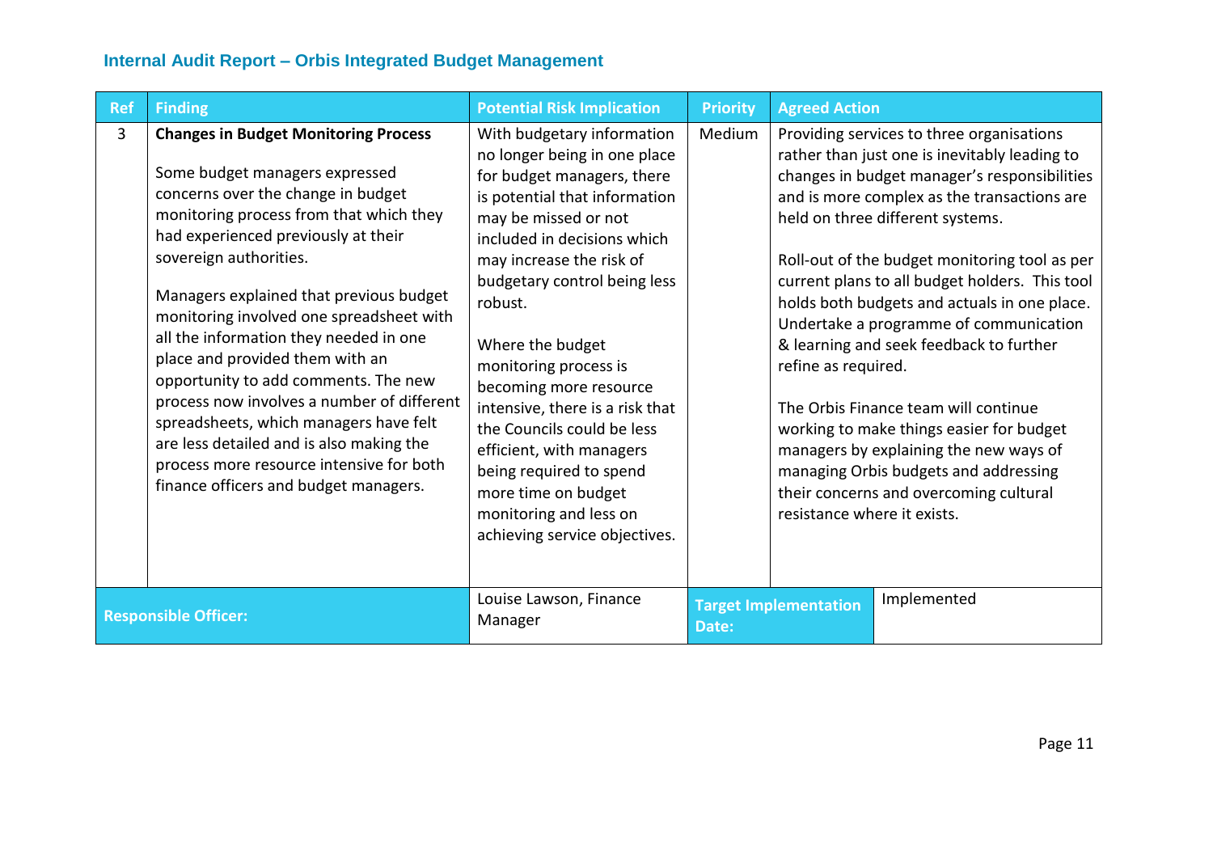| Ref | Finding | Potential Risk Implication | Priority | Agreed Action |
|---|---|---|---|---|
| 3 | **Changes in Budget Monitoring Process**<br><br>Some budget managers expressed concerns over the change in budget monitoring process from that which they had experienced previously at their sovereign authorities.<br><br>Managers explained that previous budget monitoring involved one spreadsheet with all the information they needed in one place and provided them with an opportunity to add comments. The new process now involves a number of different spreadsheets, which managers have felt are less detailed and is also making the process more resource intensive for both finance officers and budget managers. | With budgetary information no longer being in one place for budget managers, there is potential that information may be missed or not included in decisions which may increase the risk of budgetary control being less robust.<br><br>Where the budget monitoring process is becoming more resource intensive, there is a risk that the Councils could be less efficient, with managers being required to spend more time on budget monitoring and less on achieving service objectives. | Medium | Providing services to three organisations rather than just one is inevitably leading to changes in budget manager's responsibilities and is more complex as the transactions are held on three different systems.<br><br>Roll-out of the budget monitoring tool as per current plans to all budget holders. This tool holds both budgets and actuals in one place. Undertake a programme of communication & learning and seek feedback to further refine as required.<br><br>The Orbis Finance team will continue working to make things easier for budget managers by explaining the new ways of managing Orbis budgets and addressing their concerns and overcoming cultural resistance where it exists. |
| **Responsible Officer:** | | Louise Lawson, Finance Manager | **Target Implementation Date:** | Implemented |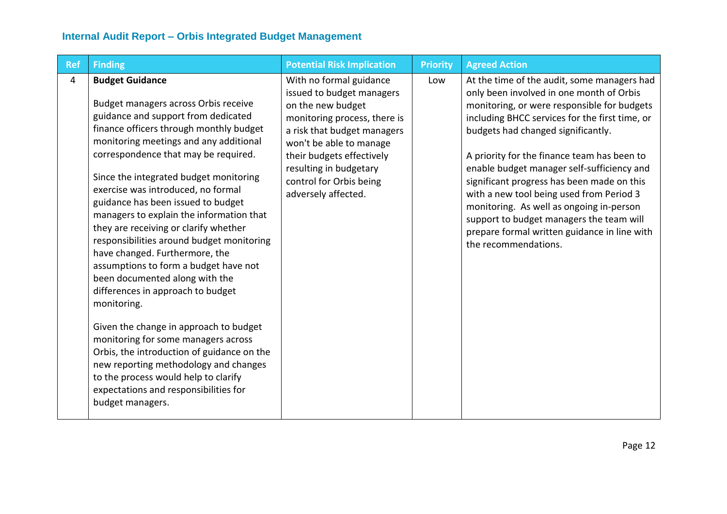| Ref | Finding | Potential Risk Implication | Priority | Agreed Action |
|---|---|---|---|---|
| 4 | **Budget Guidance**<br><br>Budget managers across Orbis receive guidance and support from dedicated finance officers through monthly budget monitoring meetings and any additional correspondence that may be required.<br><br>Since the integrated budget monitoring exercise was introduced, no formal guidance has been issued to budget managers to explain the information that they are receiving or clarify whether responsibilities around budget monitoring have changed. Furthermore, the assumptions to form a budget have not been documented along with the differences in approach to budget monitoring.<br><br>Given the change in approach to budget monitoring for some managers across Orbis, the introduction of guidance on the new reporting methodology and changes to the process would help to clarify expectations and responsibilities for budget managers. | With no formal guidance issued to budget managers on the new budget monitoring process, there is a risk that budget managers won't be able to manage their budgets effectively resulting in budgetary control for Orbis being adversely affected. | Low | At the time of the audit, some managers had only been involved in one month of Orbis monitoring, or were responsible for budgets including BHCC services for the first time, or budgets had changed significantly.<br><br>A priority for the finance team has been to enable budget manager self-sufficiency and significant progress has been made on this with a new tool being used from Period 3 monitoring. As well as ongoing in-person support to budget managers the team will prepare formal written guidance in line with the recommendations. |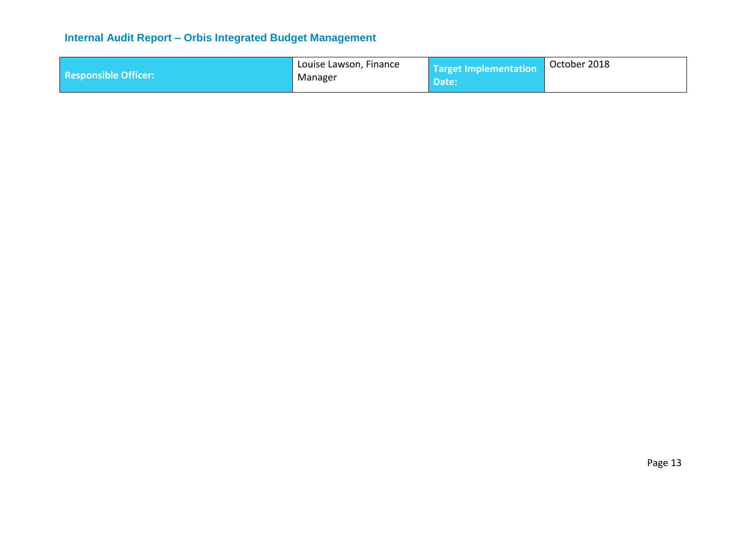| Responsible Officer: | Louise Lawson, Finance Manager | Target Implementation Date: | October 2018 |
| --- | --- | --- | --- |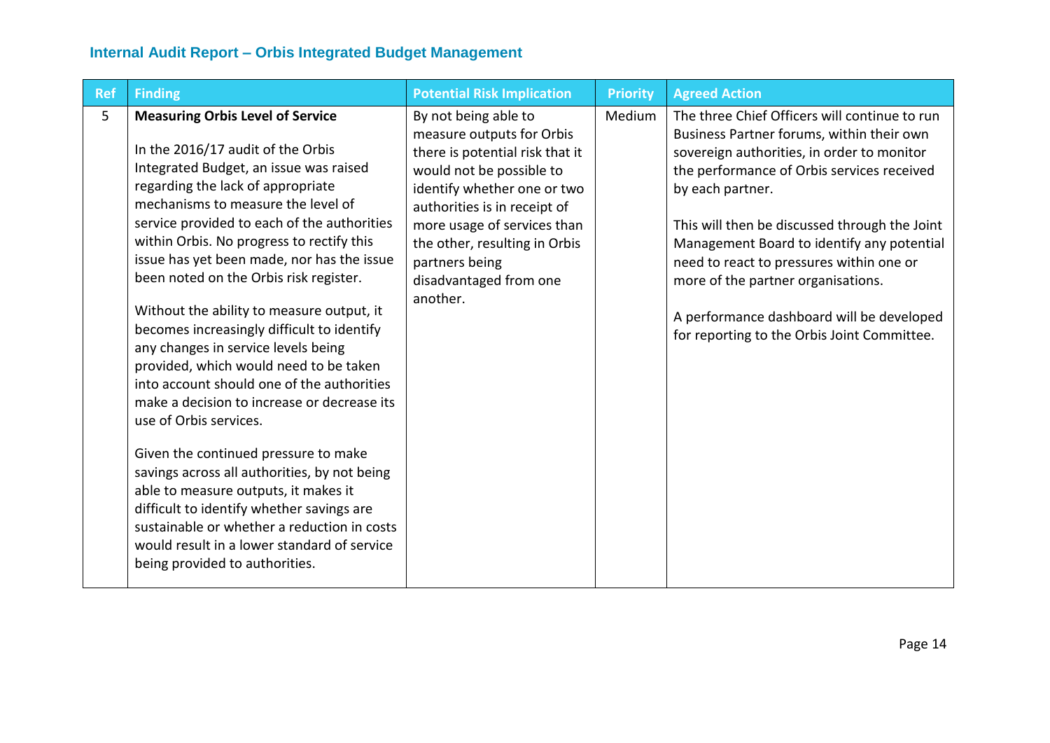| Ref | Finding | Potential Risk Implication | Priority | Agreed Action |
|---|---|---|---|---|
| 5 | **Measuring Orbis Level of Service**<br><br>In the 2016/17 audit of the Orbis Integrated Budget, an issue was raised regarding the lack of appropriate mechanisms to measure the level of service provided to each of the authorities within Orbis. No progress to rectify this issue has yet been made, nor has the issue been noted on the Orbis risk register.<br><br>Without the ability to measure output, it becomes increasingly difficult to identify any changes in service levels being provided, which would need to be taken into account should one of the authorities make a decision to increase or decrease its use of Orbis services.<br><br>Given the continued pressure to make savings across all authorities, by not being able to measure outputs, it makes it difficult to identify whether savings are sustainable or whether a reduction in costs would result in a lower standard of service being provided to authorities. | By not being able to measure outputs for Orbis there is potential risk that it would not be possible to identify whether one or two authorities is in receipt of more usage of services than the other, resulting in Orbis partners being disadvantaged from one another. | Medium | The three Chief Officers will continue to run Business Partner forums, within their own sovereign authorities, in order to monitor the performance of Orbis services received by each partner.<br><br>This will then be discussed through the Joint Management Board to identify any potential need to react to pressures within one or more of the partner organisations.<br><br>A performance dashboard will be developed for reporting to the Orbis Joint Committee. |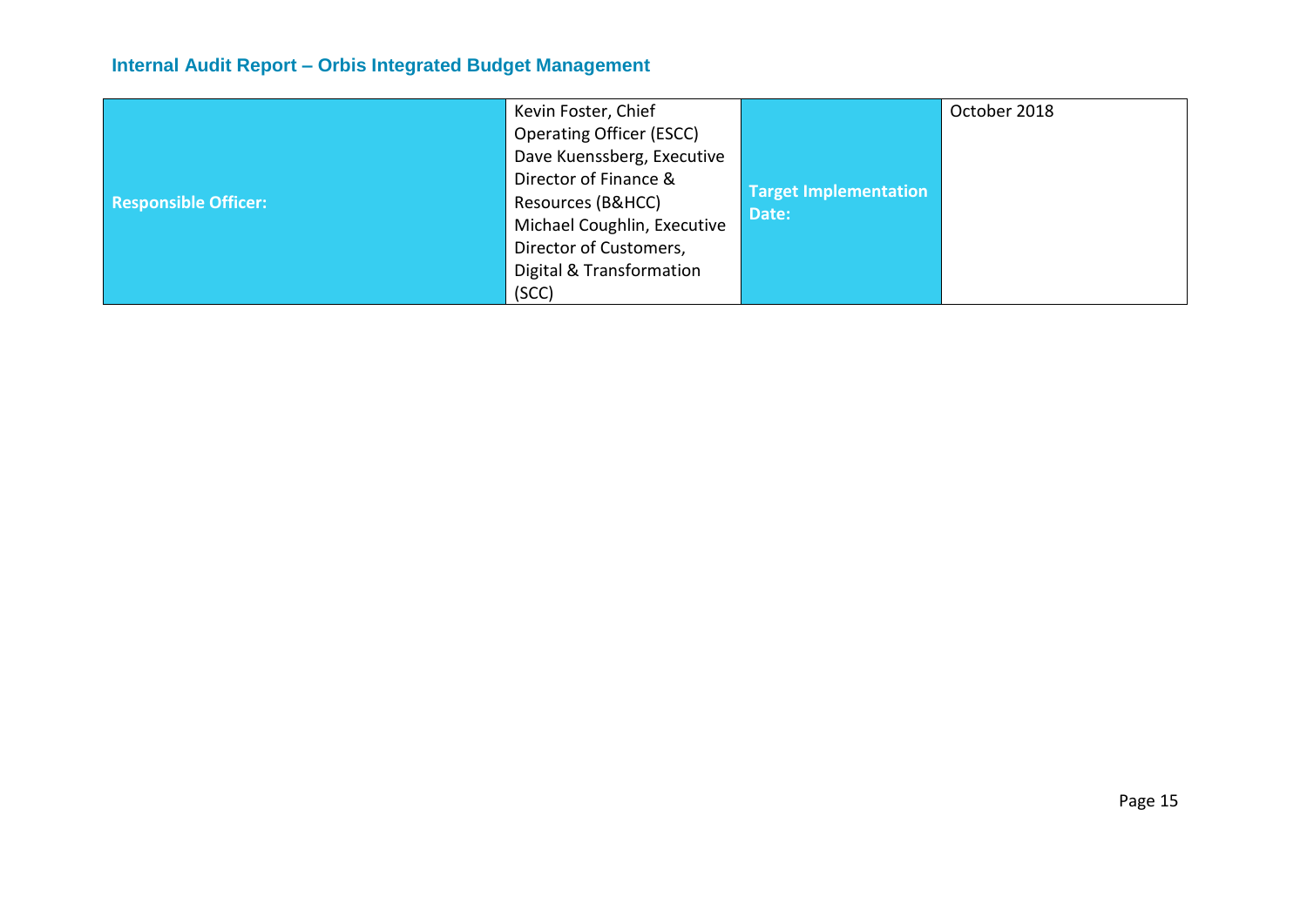| Responsible Officer: | Kevin Foster, Chief Operating Officer (ESCC) Dave Kuenssberg, Executive Director of Finance & Resources (B&HCC) Michael Coughlin, Executive Director of Customers, Digital & Transformation (SCC) | Target Implementation Date: | October 2018 |
|---|---|---|---|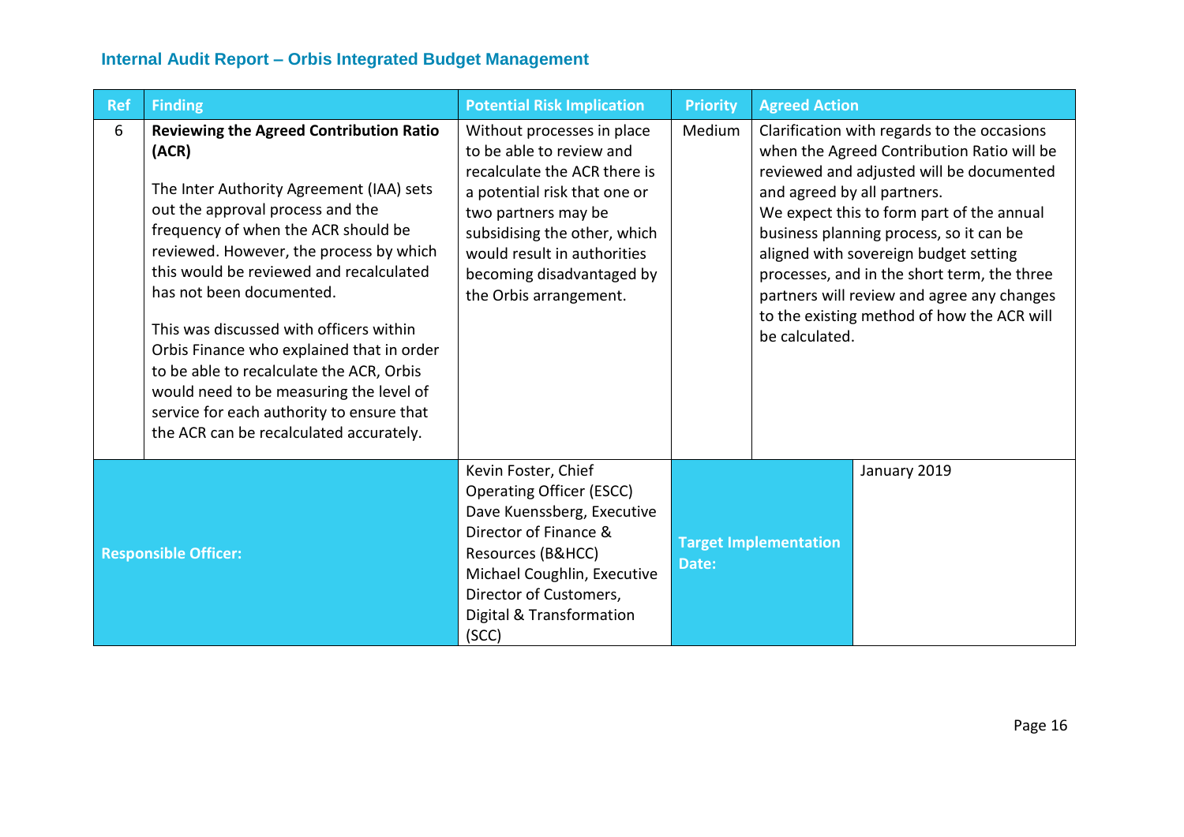| Ref | Finding | Potential Risk Implication | Priority | Agreed Action |
|---|---|---|---|---|
| 6 | **Reviewing the Agreed Contribution Ratio (ACR)**<br><br>The Inter Authority Agreement (IAA) sets out the approval process and the frequency of when the ACR should be reviewed. However, the process by which this would be reviewed and recalculated has not been documented.<br><br>This was discussed with officers within Orbis Finance who explained that in order to be able to recalculate the ACR, Orbis would need to be measuring the level of service for each authority to ensure that the ACR can be recalculated accurately. | Without processes in place to be able to review and recalculate the ACR there is a potential risk that one or two partners may be subsidising the other, which would result in authorities becoming disadvantaged by the Orbis arrangement. | Medium | Clarification with regards to the occasions when the Agreed Contribution Ratio will be reviewed and adjusted will be documented and agreed by all partners.<br>We expect this to form part of the annual business planning process, so it can be aligned with sovereign budget setting processes, and in the short term, the three partners will review and agree any changes to the existing method of how the ACR will be calculated. |
| **Responsible Officer:** | | Kevin Foster, Chief Operating Officer (ESCC)<br>Dave Kuenssberg, Executive Director of Finance & Resources (B&HCC)<br>Michael Coughlin, Executive Director of Customers, Digital & Transformation (SCC) | **Target Implementation Date:** | January 2019 |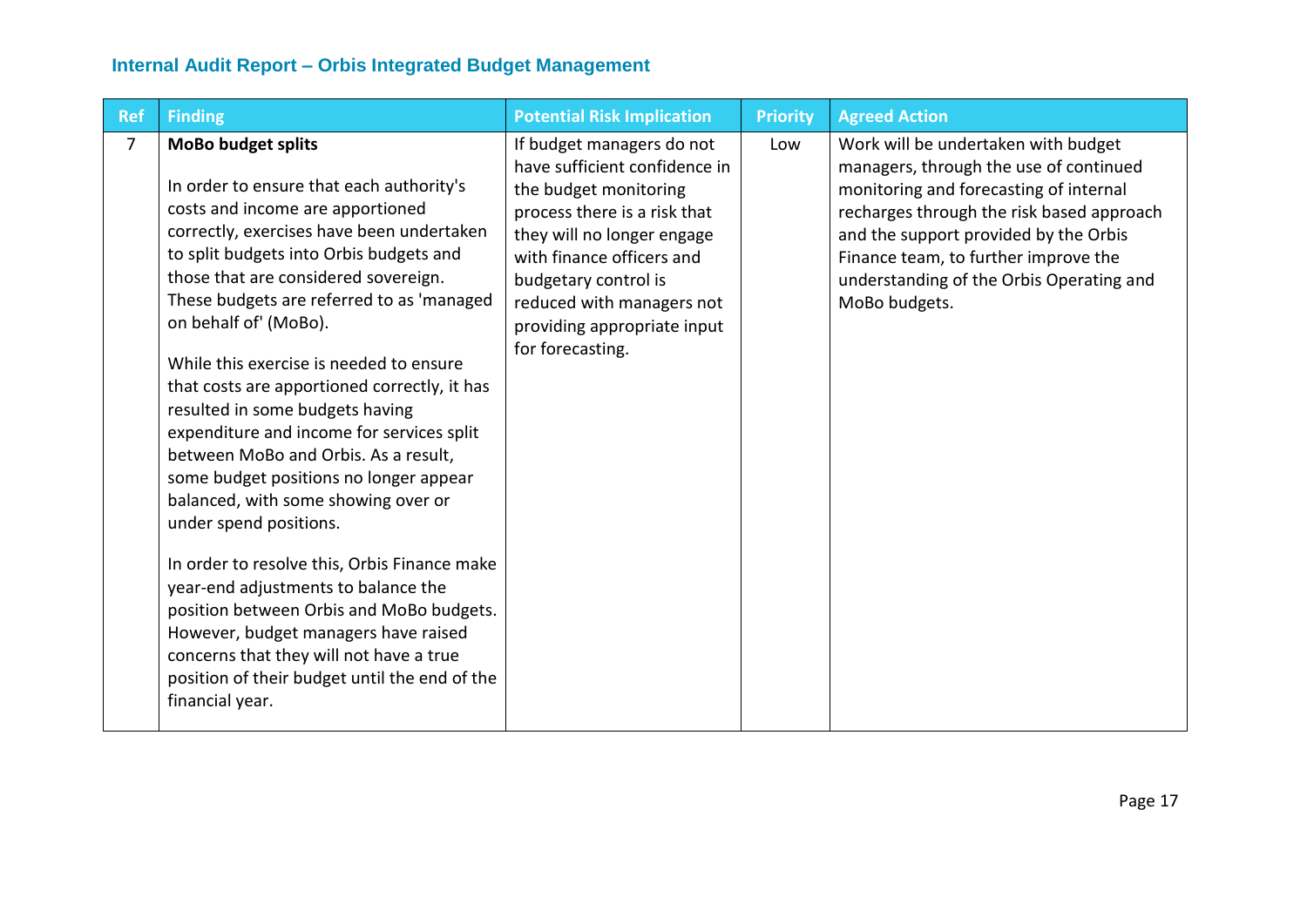| Ref | Finding | Potential Risk Implication | Priority | Agreed Action |
|---|---|---|---|---|
| 7 | **MoBo budget splits**<br><br>In order to ensure that each authority's costs and income are apportioned correctly, exercises have been undertaken to split budgets into Orbis budgets and those that are considered sovereign. These budgets are referred to as 'managed on behalf of' (MoBo).<br><br>While this exercise is needed to ensure that costs are apportioned correctly, it has resulted in some budgets having expenditure and income for services split between MoBo and Orbis. As a result, some budget positions no longer appear balanced, with some showing over or under spend positions.<br><br>In order to resolve this, Orbis Finance make year-end adjustments to balance the position between Orbis and MoBo budgets. However, budget managers have raised concerns that they will not have a true position of their budget until the end of the financial year. | If budget managers do not have sufficient confidence in the budget monitoring process there is a risk that they will no longer engage with finance officers and budgetary control is reduced with managers not providing appropriate input for forecasting. | Low | Work will be undertaken with budget managers, through the use of continued monitoring and forecasting of internal recharges through the risk based approach and the support provided by the Orbis Finance team, to further improve the understanding of the Orbis Operating and MoBo budgets. |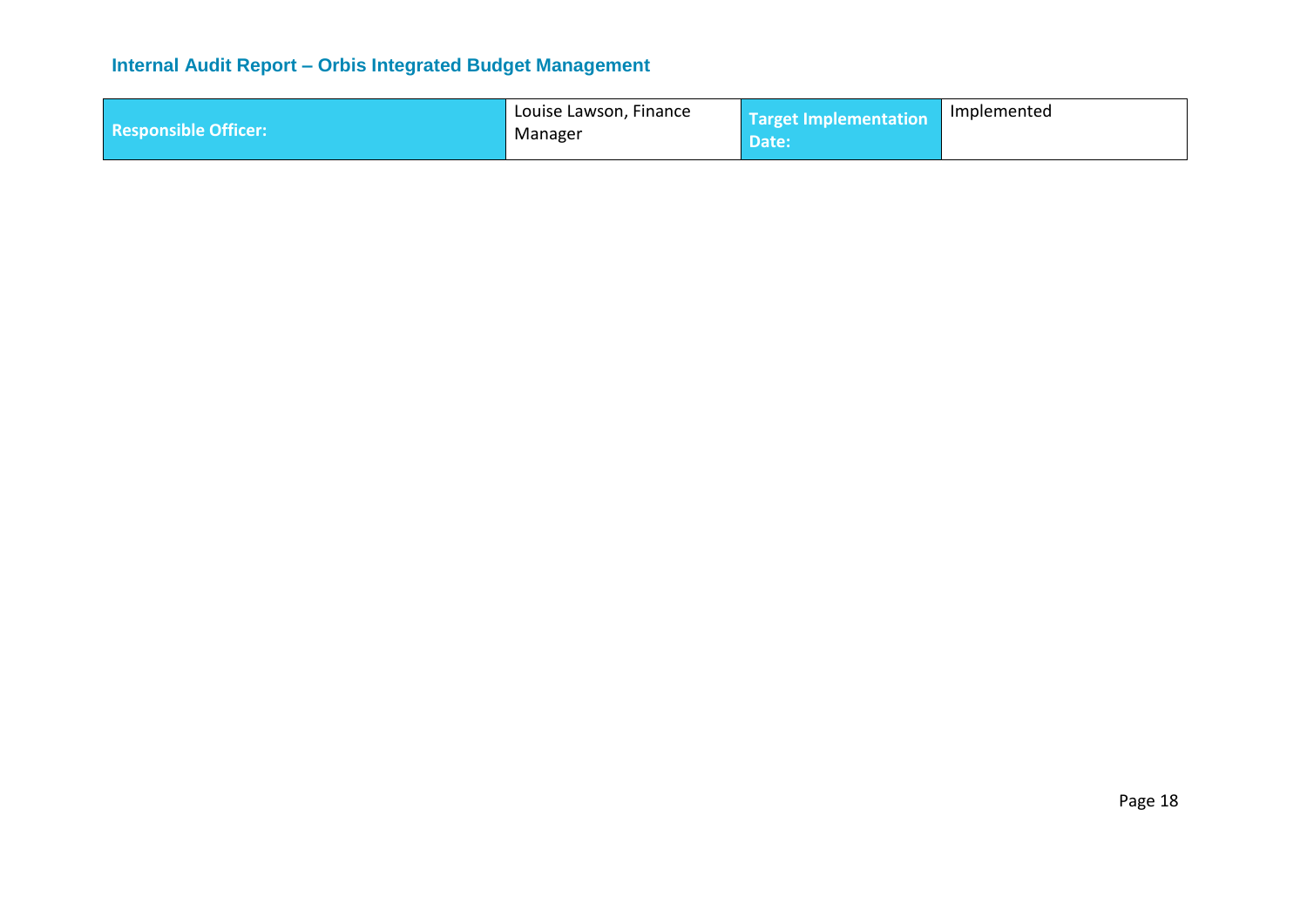| Responsible Officer: | Louise Lawson, Finance Manager | Target Implementation Date: | Implemented |
|---|---|---|---|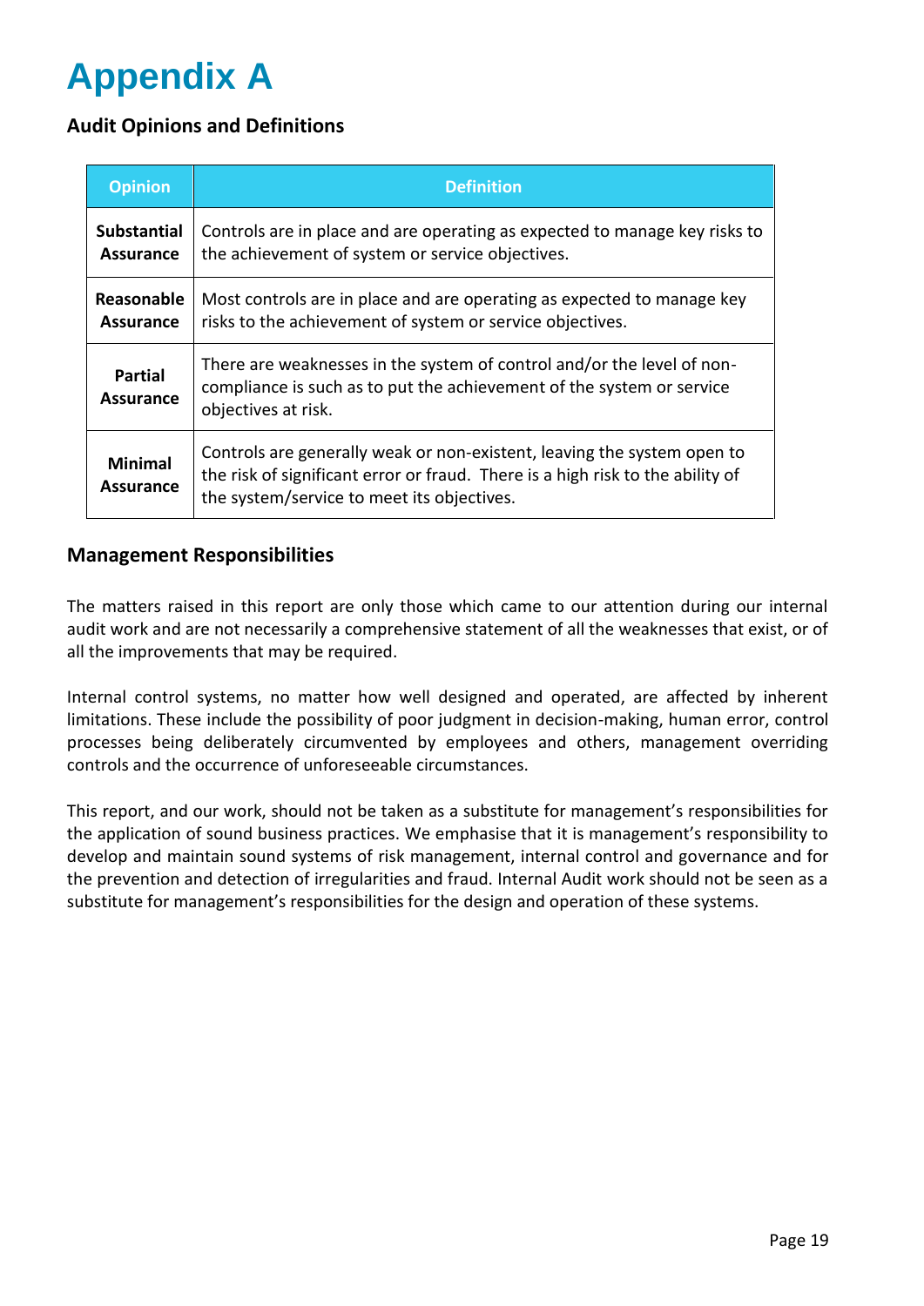# Appendix A

### Audit Opinions and Definitions

| Opinion | Definition |
|---|---|
| **Substantial Assurance** | Controls are in place and are operating as expected to manage key risks to the achievement of system or service objectives. |
| **Reasonable Assurance** | Most controls are in place and are operating as expected to manage key risks to the achievement of system or service objectives. |
| **Partial Assurance** | There are weaknesses in the system of control and/or the level of non-compliance is such as to put the achievement of the system or service objectives at risk. |
| **Minimal Assurance** | Controls are generally weak or non-existent, leaving the system open to the risk of significant error or fraud. There is a high risk to the ability of the system/service to meet its objectives. |

### Management Responsibilities

The matters raised in this report are only those which came to our attention during our internal audit work and are not necessarily a comprehensive statement of all the weaknesses that exist, or of all the improvements that may be required.

Internal control systems, no matter how well designed and operated, are affected by inherent limitations. These include the possibility of poor judgment in decision-making, human error, control processes being deliberately circumvented by employees and others, management overriding controls and the occurrence of unforeseeable circumstances.

This report, and our work, should not be taken as a substitute for management's responsibilities for the application of sound business practices. We emphasise that it is management's responsibility to develop and maintain sound systems of risk management, internal control and governance and for the prevention and detection of irregularities and fraud. Internal Audit work should not be seen as a substitute for management's responsibilities for the design and operation of these systems.